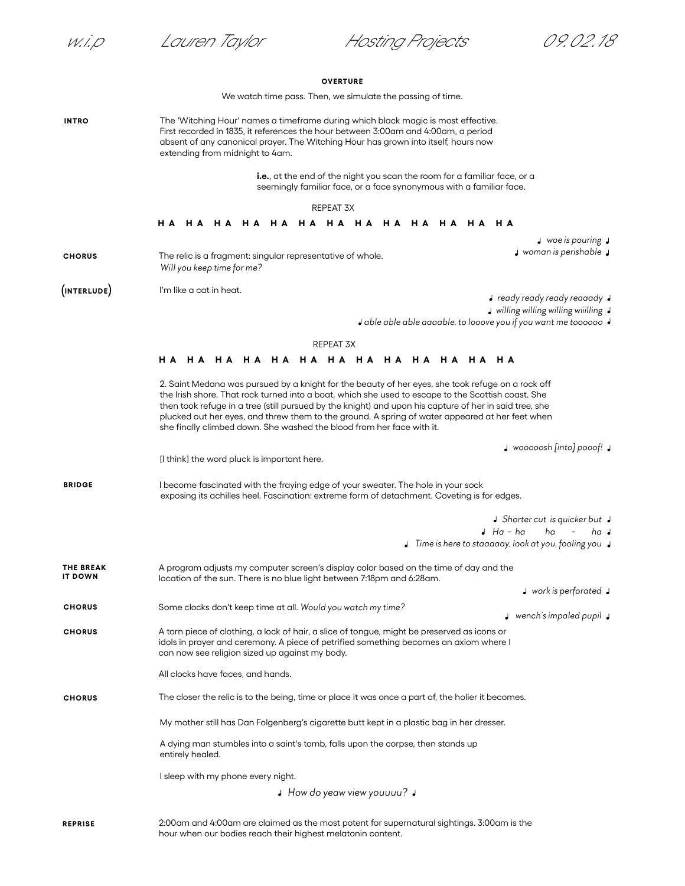w.i.p Lauren Taylor Hosting Projects 09.02.18

**OVERTURE**

We watch time pass. Then, we simulate the passing of time.

**INTRO**

The 'Witching Hour' names a timeframe during which black magic is most effective. First recorded in 1835, it references the hour between 3:00am and 4:00am, a period absent of any canonical prayer. The Witching Hour has grown into itself, hours now extending from midnight to 4am.

**i.e.**, at the end of the night you scan the room for a familiar face, or a seemingly familiar face, or a face synonymous with a familiar face.

REPEAT 3X

**HA HA HA HA HA HA HA HA HA HA HA HA HA**

♩ *woe is pouring* ♩
♩ *woman is perishable* ♩

**CHORUS**

The relic is a fragment: singular representative of whole.
*Will you keep time for me?*

**(INTERLUDE)**

I'm like a cat in heat.

♩ *ready ready ready reaaady* ♩
♩ *willing willing willing wiiilling* ♩
♩ *able able able aaaable, to looove you if you want me toooooo* ♩

REPEAT 3X

**HA HA HA HA HA HA HA HA HA HA HA HA HA**

2. Saint Medana was pursued by a knight for the beauty of her eyes, she took refuge on a rock off the Irish shore. That rock turned into a boat, which she used to escape to the Scottish coast. She then took refuge in a tree (still pursued by the knight) and upon his capture of her in said tree, she plucked out her eyes, and threw them to the ground. A spring of water appeared at her feet when she finally climbed down. She washed the blood from her face with it.

♩ *wooooosh [into] pooof!* ♩

[I think] the word pluck is important here.

**BRIDGE**

I become fascinated with the fraying edge of your sweater. The hole in your sock exposing its achilles heel. Fascination: extreme form of detachment. Coveting is for edges.

♩ *Shorter cut is quicker but* ♩
♩ *Ha – ha ha – ha* ♩
♩ *Time is here to staaaaay, look at you, fooling you* ♩

**THE BREAK IT DOWN**

A program adjusts my computer screen's display color based on the time of day and the location of the sun. There is no blue light between 7:18pm and 6:28am.

♩ *work is perforated* ♩

**CHORUS**

Some clocks don't keep time at all. *Would you watch my time?*

♩ *wench's impaled pupil* ♩

**CHORUS**

A torn piece of clothing, a lock of hair, a slice of tongue, might be preserved as icons or idols in prayer and ceremony. A piece of petrified something becomes an axiom where I can now see religion sized up against my body.

All clocks have faces, and hands.

**CHORUS**

The closer the relic is to the being, time or place it was once a part of, the holier it becomes.

My mother still has Dan Folgenberg's cigarette butt kept in a plastic bag in her dresser.

A dying man stumbles into a saint's tomb, falls upon the corpse, then stands up entirely healed.

I sleep with my phone every night.

♩ *How do yeaw view youuuu?* ♩

**REPRISE**

2:00am and 4:00am are claimed as the most potent for supernatural sightings. 3:00am is the hour when our bodies reach their highest melatonin content.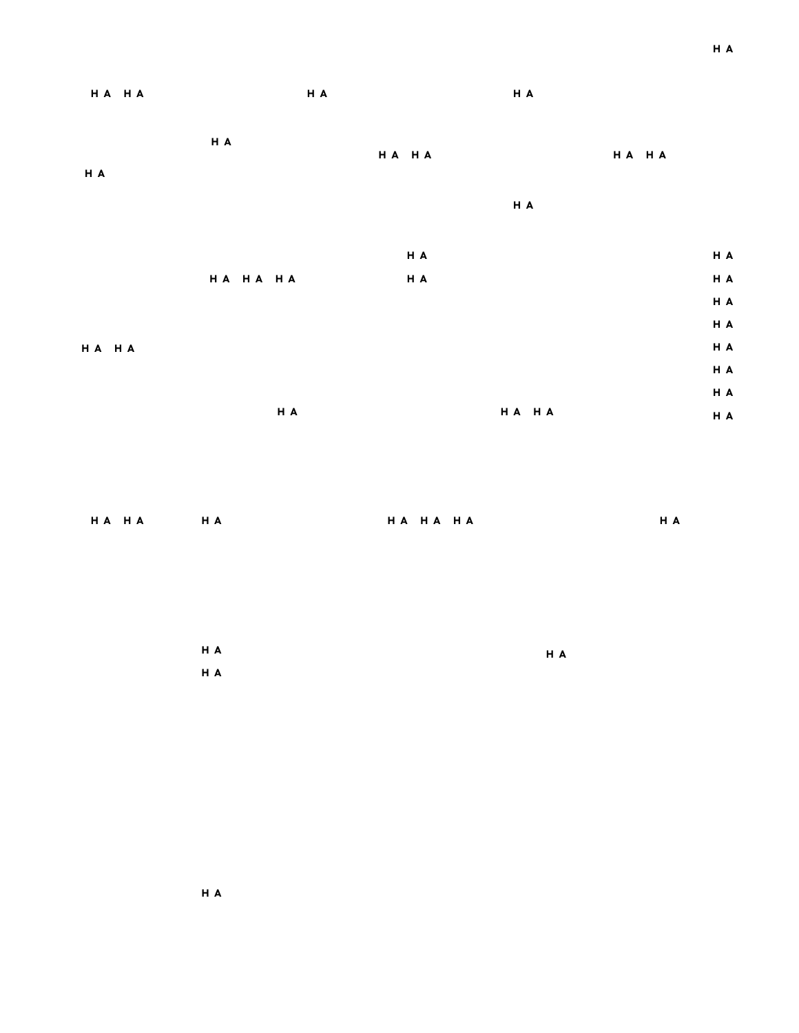H A

H A H A H A H A

H A

H A H A H A H A

H A

H A

H A

H A H A H A H A H A

H A

H A

H A H A

H A

H A

H A

H A H A H A

H A

H A H A H A H A H A H A H A

H A H A

H A

H A

H A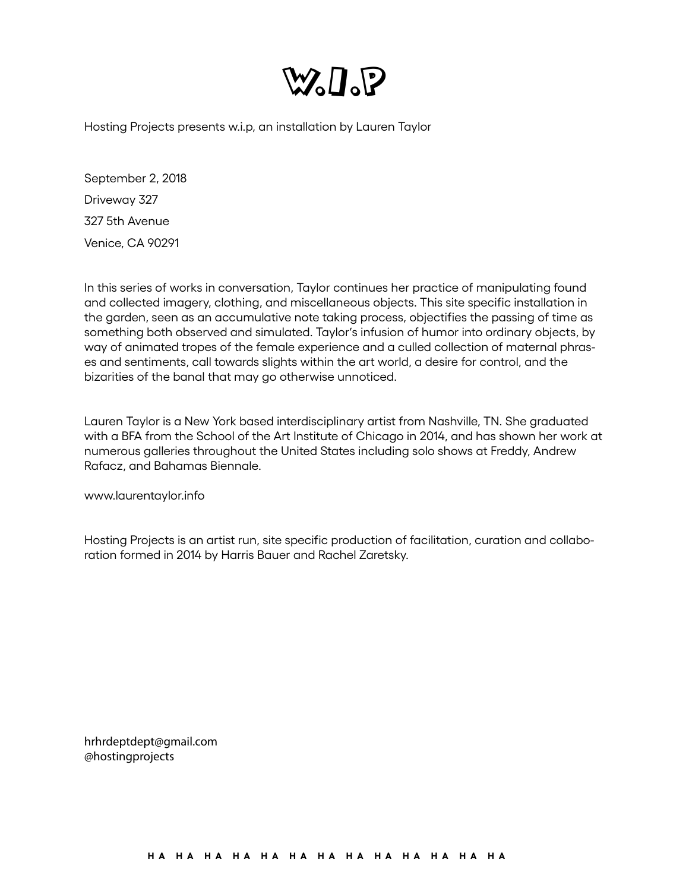# W.I.P

Hosting Projects presents w.i.p, an installation by Lauren Taylor

September 2, 2018

Driveway 327

327 5th Avenue

Venice, CA 90291

In this series of works in conversation, Taylor continues her practice of manipulating found and collected imagery, clothing, and miscellaneous objects. This site specific installation in the garden, seen as an accumulative note taking process, objectifies the passing of time as something both observed and simulated. Taylor's infusion of humor into ordinary objects, by way of animated tropes of the female experience and a culled collection of maternal phrases and sentiments, call towards slights within the art world, a desire for control, and the bizarities of the banal that may go otherwise unnoticed.

Lauren Taylor is a New York based interdisciplinary artist from Nashville, TN. She graduated with a BFA from the School of the Art Institute of Chicago in 2014, and has shown her work at numerous galleries throughout the United States including solo shows at Freddy, Andrew Rafacz, and Bahamas Biennale.

www.laurentaylor.info

Hosting Projects is an artist run, site specific production of facilitation, curation and collaboration formed in 2014 by Harris Bauer and Rachel Zaretsky.

hrhrdeptdept@gmail.com
@hostingprojects

HA HA HA HA HA HA HA HA HA HA HA HA HA